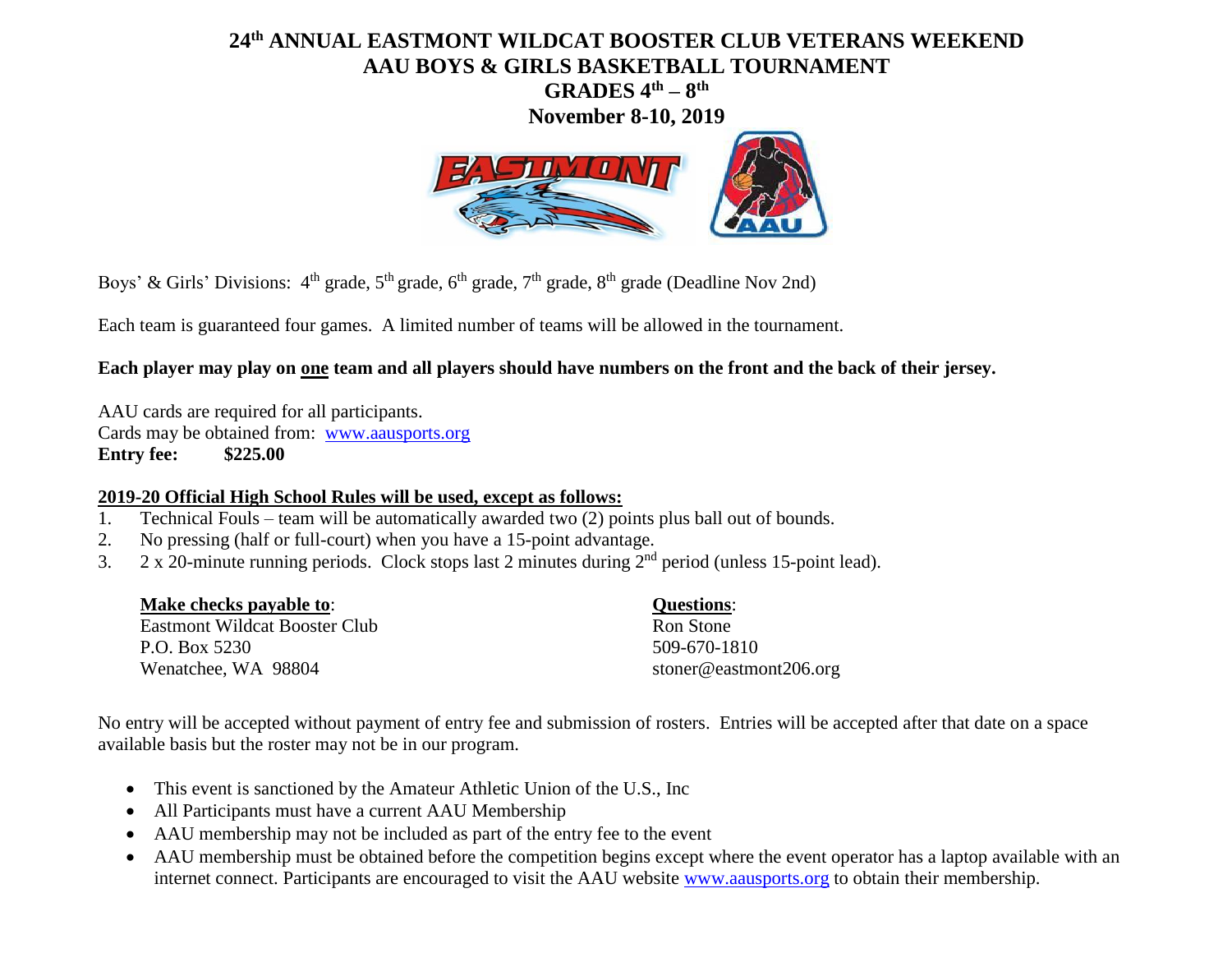# 24th ANNUAL EASTMONT WILDCAT BOOSTER CLUB VETERANS WEEKEND AAU BOYS & GIRLS BASKETBALL TOURNAMENT

## GRADES 4th – 8th

## November 8-10, 2019

Boys' & Girls' Divisions: 4th grade, 5th grade, 6th grade, 7th grade, 8th grade (Deadline Nov 2nd)

Each team is guaranteed four games. A limited number of teams will be allowed in the tournament.

**Each player may play on one team and all players should have numbers on the front and the back of their jersey.**

AAU cards are required for all participants.
Cards may be obtained from: [www.aausports.org](http://www.aausports.org)
**Entry fee: $225.00**

**2019-20 Official High School Rules will be used, except as follows:**

1. Technical Fouls – team will be automatically awarded two (2) points plus ball out of bounds.
2. No pressing (half or full-court) when you have a 15-point advantage.
3. 2 x 20-minute running periods. Clock stops last 2 minutes during 2nd period (unless 15-point lead).

**Make checks payable to**:
Eastmont Wildcat Booster Club
P.O. Box 5230
Wenatchee, WA 98804

**Questions**:
Ron Stone
509-670-1810
stoner@eastmont206.org

No entry will be accepted without payment of entry fee and submission of rosters. Entries will be accepted after that date on a space available basis but the roster may not be in our program.

- This event is sanctioned by the Amateur Athletic Union of the U.S., Inc
- All Participants must have a current AAU Membership
- AAU membership may not be included as part of the entry fee to the event
- AAU membership must be obtained before the competition begins except where the event operator has a laptop available with an internet connect. Participants are encouraged to visit the AAU website [www.aausports.org](http://www.aausports.org) to obtain their membership.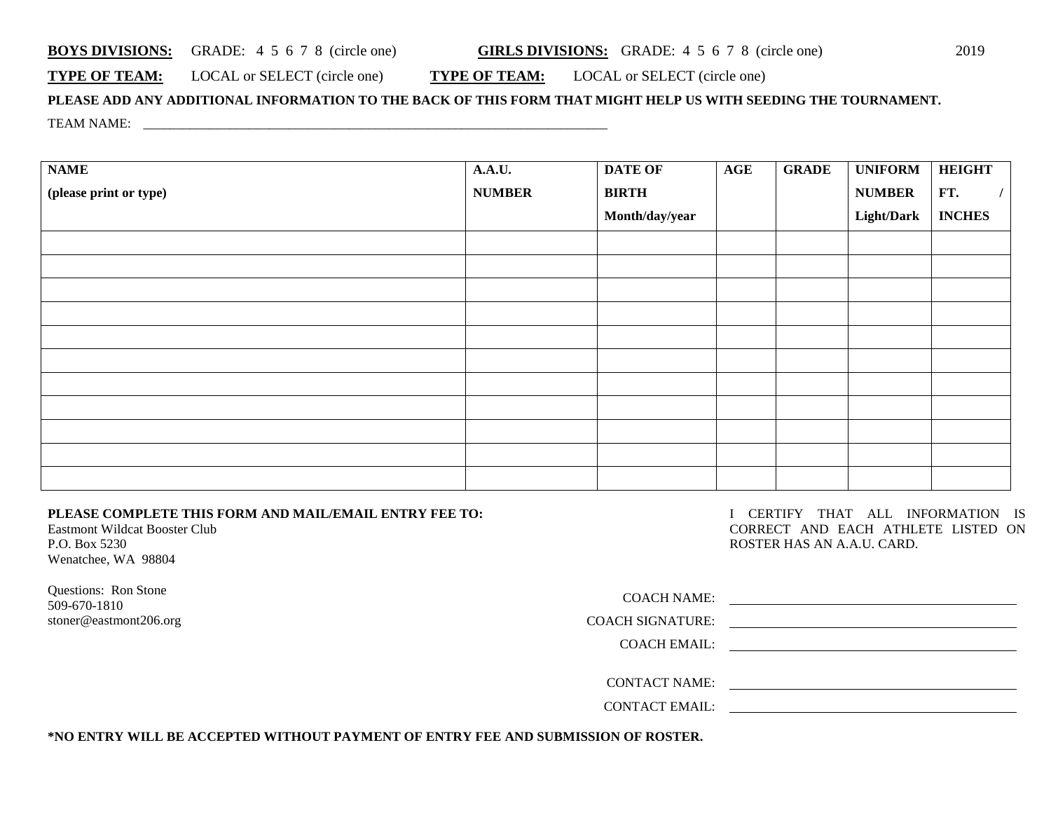**BOYS DIVISIONS:** GRADE: 4 5 6 7 8 (circle one) **GIRLS DIVISIONS:** GRADE: 4 5 6 7 8 (circle one) 2019

**TYPE OF TEAM:** LOCAL or SELECT (circle one) **TYPE OF TEAM:** LOCAL or SELECT (circle one)

**PLEASE ADD ANY ADDITIONAL INFORMATION TO THE BACK OF THIS FORM THAT MIGHT HELP US WITH SEEDING THE TOURNAMENT.**

TEAM NAME: ___________________________________________________________________________

| NAME (please print or type) | A.A.U. NUMBER | DATE OF BIRTH Month/day/year | AGE | GRADE | UNIFORM NUMBER Light/Dark | HEIGHT FT. / INCHES |
|---|---|---|---|---|---|---|
| | | | | | | |
| | | | | | | |
| | | | | | | |
| | | | | | | |
| | | | | | | |
| | | | | | | |
| | | | | | | |
| | | | | | | |
| | | | | | | |
| | | | | | | |
| | | | | | | |

**PLEASE COMPLETE THIS FORM AND MAIL/EMAIL ENTRY FEE TO:**
Eastmont Wildcat Booster Club
P.O. Box 5230
Wenatchee, WA 98804

Questions: Ron Stone
509-670-1810
stoner@eastmont206.org

I CERTIFY THAT ALL INFORMATION IS CORRECT AND EACH ATHLETE LISTED ON ROSTER HAS AN A.A.U. CARD.

COACH NAME: ____________________

COACH SIGNATURE: ____________________

COACH EMAIL: ____________________

CONTACT NAME: ____________________

CONTACT EMAIL: ____________________

**\*NO ENTRY WILL BE ACCEPTED WITHOUT PAYMENT OF ENTRY FEE AND SUBMISSION OF ROSTER.**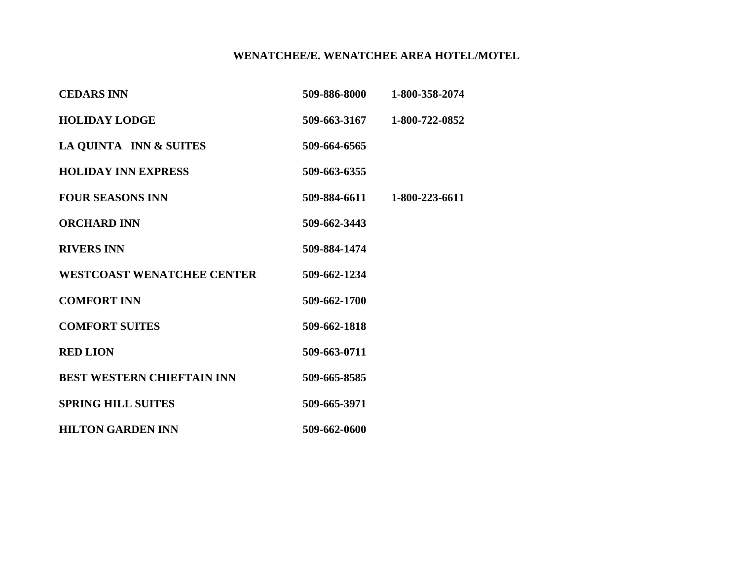**WENATCHEE/E. WENATCHEE AREA HOTEL/MOTEL**

| | | |
|---|---|---|
| **CEDARS INN** | **509-886-8000** | **1-800-358-2074** |
| **HOLIDAY LODGE** | **509-663-3167** | **1-800-722-0852** |
| **LA QUINTA INN & SUITES** | **509-664-6565** | |
| **HOLIDAY INN EXPRESS** | **509-663-6355** | |
| **FOUR SEASONS INN** | **509-884-6611** | **1-800-223-6611** |
| **ORCHARD INN** | **509-662-3443** | |
| **RIVERS INN** | **509-884-1474** | |
| **WESTCOAST WENATCHEE CENTER** | **509-662-1234** | |
| **COMFORT INN** | **509-662-1700** | |
| **COMFORT SUITES** | **509-662-1818** | |
| **RED LION** | **509-663-0711** | |
| **BEST WESTERN CHIEFTAIN INN** | **509-665-8585** | |
| **SPRING HILL SUITES** | **509-665-3971** | |
| **HILTON GARDEN INN** | **509-662-0600** | |